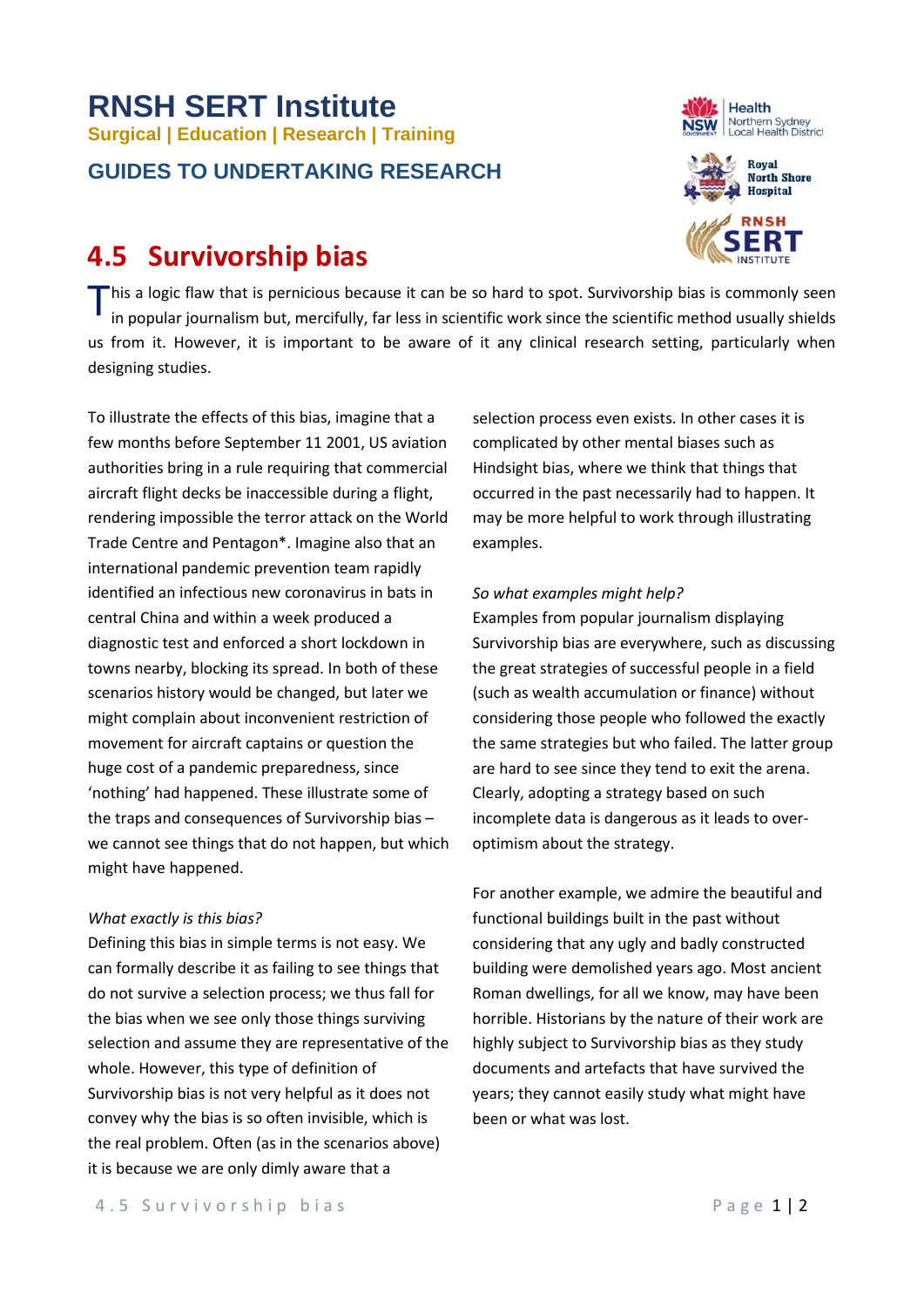# RNSH SERT Institute

**Surgical | Education | Research | Training**

**GUIDES TO UNDERTAKING RESEARCH**

## 4.5 Survivorship bias

This a logic flaw that is pernicious because it can be so hard to spot. Survivorship bias is commonly seen in popular journalism but, mercifully, far less in scientific work since the scientific method usually shields us from it. However, it is important to be aware of it any clinical research setting, particularly when designing studies.

To illustrate the effects of this bias, imagine that a few months before September 11 2001, US aviation authorities bring in a rule requiring that commercial aircraft flight decks be inaccessible during a flight, rendering impossible the terror attack on the World Trade Centre and Pentagon*. Imagine also that an international pandemic prevention team rapidly identified an infectious new coronavirus in bats in central China and within a week produced a diagnostic test and enforced a short lockdown in towns nearby, blocking its spread. In both of these scenarios history would be changed, but later we might complain about inconvenient restriction of movement for aircraft captains or question the huge cost of a pandemic preparedness, since 'nothing' had happened. These illustrate some of the traps and consequences of Survivorship bias – we cannot see things that do not happen, but which might have happened.

*What exactly is this bias?*

Defining this bias in simple terms is not easy. We can formally describe it as failing to see things that do not survive a selection process; we thus fall for the bias when we see only those things surviving selection and assume they are representative of the whole. However, this type of definition of Survivorship bias is not very helpful as it does not convey why the bias is so often invisible, which is the real problem. Often (as in the scenarios above) it is because we are only dimly aware that a selection process even exists. In other cases it is complicated by other mental biases such as Hindsight bias, where we think that things that occurred in the past necessarily had to happen. It may be more helpful to work through illustrating examples.

*So what examples might help?*

Examples from popular journalism displaying Survivorship bias are everywhere, such as discussing the great strategies of successful people in a field (such as wealth accumulation or finance) without considering those people who followed the exactly the same strategies but who failed. The latter group are hard to see since they tend to exit the arena. Clearly, adopting a strategy based on such incomplete data is dangerous as it leads to over-optimism about the strategy.

For another example, we admire the beautiful and functional buildings built in the past without considering that any ugly and badly constructed building were demolished years ago. Most ancient Roman dwellings, for all we know, may have been horrible. Historians by the nature of their work are highly subject to Survivorship bias as they study documents and artefacts that have survived the years; they cannot easily study what might have been or what was lost.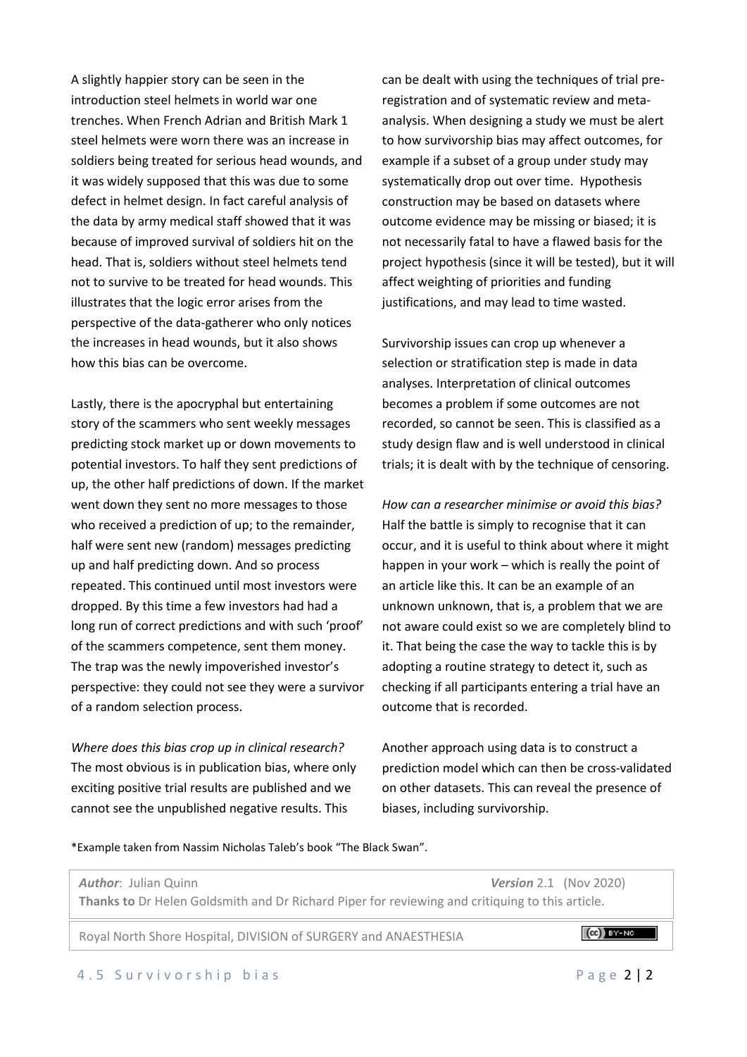A slightly happier story can be seen in the introduction steel helmets in world war one trenches. When French Adrian and British Mark 1 steel helmets were worn there was an increase in soldiers being treated for serious head wounds, and it was widely supposed that this was due to some defect in helmet design. In fact careful analysis of the data by army medical staff showed that it was because of improved survival of soldiers hit on the head. That is, soldiers without steel helmets tend not to survive to be treated for head wounds. This illustrates that the logic error arises from the perspective of the data-gatherer who only notices the increases in head wounds, but it also shows how this bias can be overcome.

Lastly, there is the apocryphal but entertaining story of the scammers who sent weekly messages predicting stock market up or down movements to potential investors. To half they sent predictions of up, the other half predictions of down. If the market went down they sent no more messages to those who received a prediction of up; to the remainder, half were sent new (random) messages predicting up and half predicting down. And so process repeated. This continued until most investors were dropped. By this time a few investors had had a long run of correct predictions and with such 'proof' of the scammers competence, sent them money. The trap was the newly impoverished investor's perspective: they could not see they were a survivor of a random selection process.

*Where does this bias crop up in clinical research?* The most obvious is in publication bias, where only exciting positive trial results are published and we cannot see the unpublished negative results. This can be dealt with using the techniques of trial pre-registration and of systematic review and meta-analysis. When designing a study we must be alert to how survivorship bias may affect outcomes, for example if a subset of a group under study may systematically drop out over time. Hypothesis construction may be based on datasets where outcome evidence may be missing or biased; it is not necessarily fatal to have a flawed basis for the project hypothesis (since it will be tested), but it will affect weighting of priorities and funding justifications, and may lead to time wasted.

Survivorship issues can crop up whenever a selection or stratification step is made in data analyses. Interpretation of clinical outcomes becomes a problem if some outcomes are not recorded, so cannot be seen. This is classified as a study design flaw and is well understood in clinical trials; it is dealt with by the technique of censoring.

*How can a researcher minimise or avoid this bias?* Half the battle is simply to recognise that it can occur, and it is useful to think about where it might happen in your work – which is really the point of an article like this. It can be an example of an unknown unknown, that is, a problem that we are not aware could exist so we are completely blind to it. That being the case the way to tackle this is by adopting a routine strategy to detect it, such as checking if all participants entering a trial have an outcome that is recorded.

Another approach using data is to construct a prediction model which can then be cross-validated on other datasets. This can reveal the presence of biases, including survivorship.

*Example taken from Nassim Nicholas Taleb's book "The Black Swan".

***Author***: Julian Quinn ***Version*** 2.1 (Nov 2020)
**Thanks to** Dr Helen Goldsmith and Dr Richard Piper for reviewing and critiquing to this article.

Royal North Shore Hospital, DIVISION of SURGERY and ANAESTHESIA